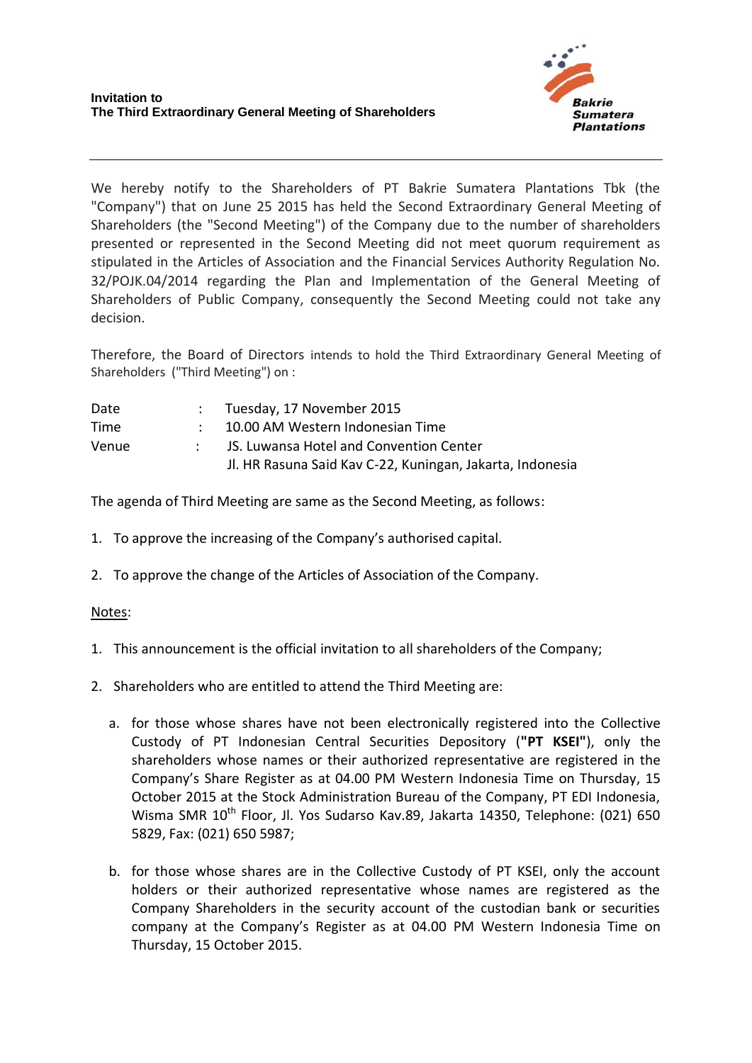**Invitation to**
**The Third Extraordinary General Meeting of Shareholders**

Bakrie Sumatera Plantations

---

We hereby notify to the Shareholders of PT Bakrie Sumatera Plantations Tbk (the "Company") that on June 25 2015 has held the Second Extraordinary General Meeting of Shareholders (the "Second Meeting") of the Company due to the number of shareholders presented or represented in the Second Meeting did not meet quorum requirement as stipulated in the Articles of Association and the Financial Services Authority Regulation No. 32/POJK.04/2014 regarding the Plan and Implementation of the General Meeting of Shareholders of Public Company, consequently the Second Meeting could not take any decision.

Therefore, the Board of Directors intends to hold the Third Extraordinary General Meeting of Shareholders ("Third Meeting") on :

| | | |
|---|---|---|
| Date | : | Tuesday, 17 November 2015 |
| Time | : | 10.00 AM Western Indonesian Time |
| Venue | : | JS. Luwansa Hotel and Convention Center<br>Jl. HR Rasuna Said Kav C-22, Kuningan, Jakarta, Indonesia |

The agenda of Third Meeting are same as the Second Meeting, as follows:

1. To approve the increasing of the Company's authorised capital.

2. To approve the change of the Articles of Association of the Company.

Notes:

1. This announcement is the official invitation to all shareholders of the Company;

2. Shareholders who are entitled to attend the Third Meeting are:

   a. for those whose shares have not been electronically registered into the Collective Custody of PT Indonesian Central Securities Depository (**"PT KSEI"**), only the shareholders whose names or their authorized representative are registered in the Company's Share Register as at 04.00 PM Western Indonesia Time on Thursday, 15 October 2015 at the Stock Administration Bureau of the Company, PT EDI Indonesia, Wisma SMR 10th Floor, Jl. Yos Sudarso Kav.89, Jakarta 14350, Telephone: (021) 650 5829, Fax: (021) 650 5987;

   b. for those whose shares are in the Collective Custody of PT KSEI, only the account holders or their authorized representative whose names are registered as the Company Shareholders in the security account of the custodian bank or securities company at the Company's Register as at 04.00 PM Western Indonesia Time on Thursday, 15 October 2015.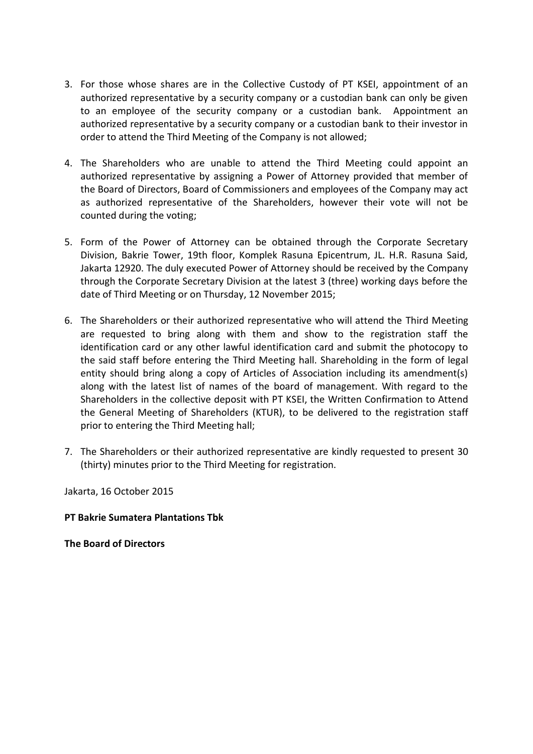3. For those whose shares are in the Collective Custody of PT KSEI, appointment of an authorized representative by a security company or a custodian bank can only be given to an employee of the security company or a custodian bank. Appointment an authorized representative by a security company or a custodian bank to their investor in order to attend the Third Meeting of the Company is not allowed;

4. The Shareholders who are unable to attend the Third Meeting could appoint an authorized representative by assigning a Power of Attorney provided that member of the Board of Directors, Board of Commissioners and employees of the Company may act as authorized representative of the Shareholders, however their vote will not be counted during the voting;

5. Form of the Power of Attorney can be obtained through the Corporate Secretary Division, Bakrie Tower, 19th floor, Komplek Rasuna Epicentrum, JL. H.R. Rasuna Said, Jakarta 12920. The duly executed Power of Attorney should be received by the Company through the Corporate Secretary Division at the latest 3 (three) working days before the date of Third Meeting or on Thursday, 12 November 2015;

6. The Shareholders or their authorized representative who will attend the Third Meeting are requested to bring along with them and show to the registration staff the identification card or any other lawful identification card and submit the photocopy to the said staff before entering the Third Meeting hall. Shareholding in the form of legal entity should bring along a copy of Articles of Association including its amendment(s) along with the latest list of names of the board of management. With regard to the Shareholders in the collective deposit with PT KSEI, the Written Confirmation to Attend the General Meeting of Shareholders (KTUR), to be delivered to the registration staff prior to entering the Third Meeting hall;

7. The Shareholders or their authorized representative are kindly requested to present 30 (thirty) minutes prior to the Third Meeting for registration.

Jakarta, 16 October 2015

**PT Bakrie Sumatera Plantations Tbk**

**The Board of Directors**